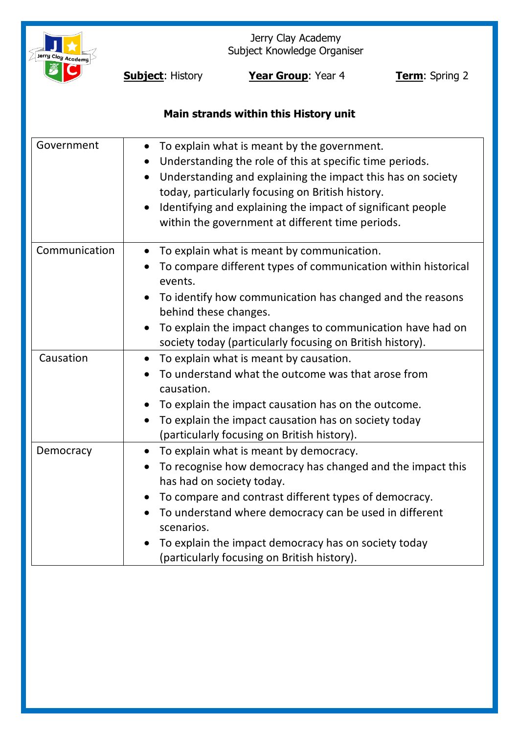Jerry Clay Academy
Subject Knowledge Organiser

**Subject**: History **Year Group**: Year 4 **Term**: Spring 2

**Main strands within this History unit**

| | |
|---|---|
| Government | • To explain what is meant by the government.<br>• Understanding the role of this at specific time periods.<br>• Understanding and explaining the impact this has on society today, particularly focusing on British history.<br>• Identifying and explaining the impact of significant people within the government at different time periods. |
| Communication | • To explain what is meant by communication.<br>• To compare different types of communication within historical events.<br>• To identify how communication has changed and the reasons behind these changes.<br>• To explain the impact changes to communication have had on society today (particularly focusing on British history). |
| Causation | • To explain what is meant by causation.<br>• To understand what the outcome was that arose from causation.<br>• To explain the impact causation has on the outcome.<br>• To explain the impact causation has on society today (particularly focusing on British history). |
| Democracy | • To explain what is meant by democracy.<br>• To recognise how democracy has changed and the impact this has had on society today.<br>• To compare and contrast different types of democracy.<br>• To understand where democracy can be used in different scenarios.<br>• To explain the impact democracy has on society today (particularly focusing on British history). |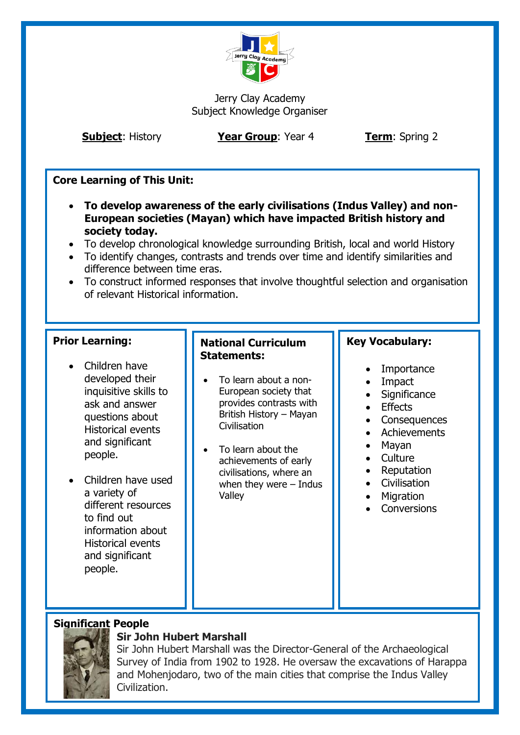Jerry Clay Academy
Subject Knowledge Organiser

**Subject**: History **Year Group**: Year 4 **Term**: Spring 2

## Core Learning of This Unit:

- **To develop awareness of the early civilisations (Indus Valley) and non-European societies (Mayan) which have impacted British history and society today.**
- To develop chronological knowledge surrounding British, local and world History
- To identify changes, contrasts and trends over time and identify similarities and difference between time eras.
- To construct informed responses that involve thoughtful selection and organisation of relevant Historical information.

## Prior Learning:

- Children have developed their inquisitive skills to ask and answer questions about Historical events and significant people.
- Children have used a variety of different resources to find out information about Historical events and significant people.

## National Curriculum Statements:

- To learn about a non-European society that provides contrasts with British History – Mayan Civilisation
- To learn about the achievements of early civilisations, where an when they were – Indus Valley

## Key Vocabulary:

- Importance
- Impact
- Significance
- Effects
- Consequences
- Achievements
- Mayan
- Culture
- Reputation
- Civilisation
- Migration
- Conversions

## Significant People

**Sir John Hubert Marshall**

Sir John Hubert Marshall was the Director-General of the Archaeological Survey of India from 1902 to 1928. He oversaw the excavations of Harappa and Mohenjodaro, two of the main cities that comprise the Indus Valley Civilization.